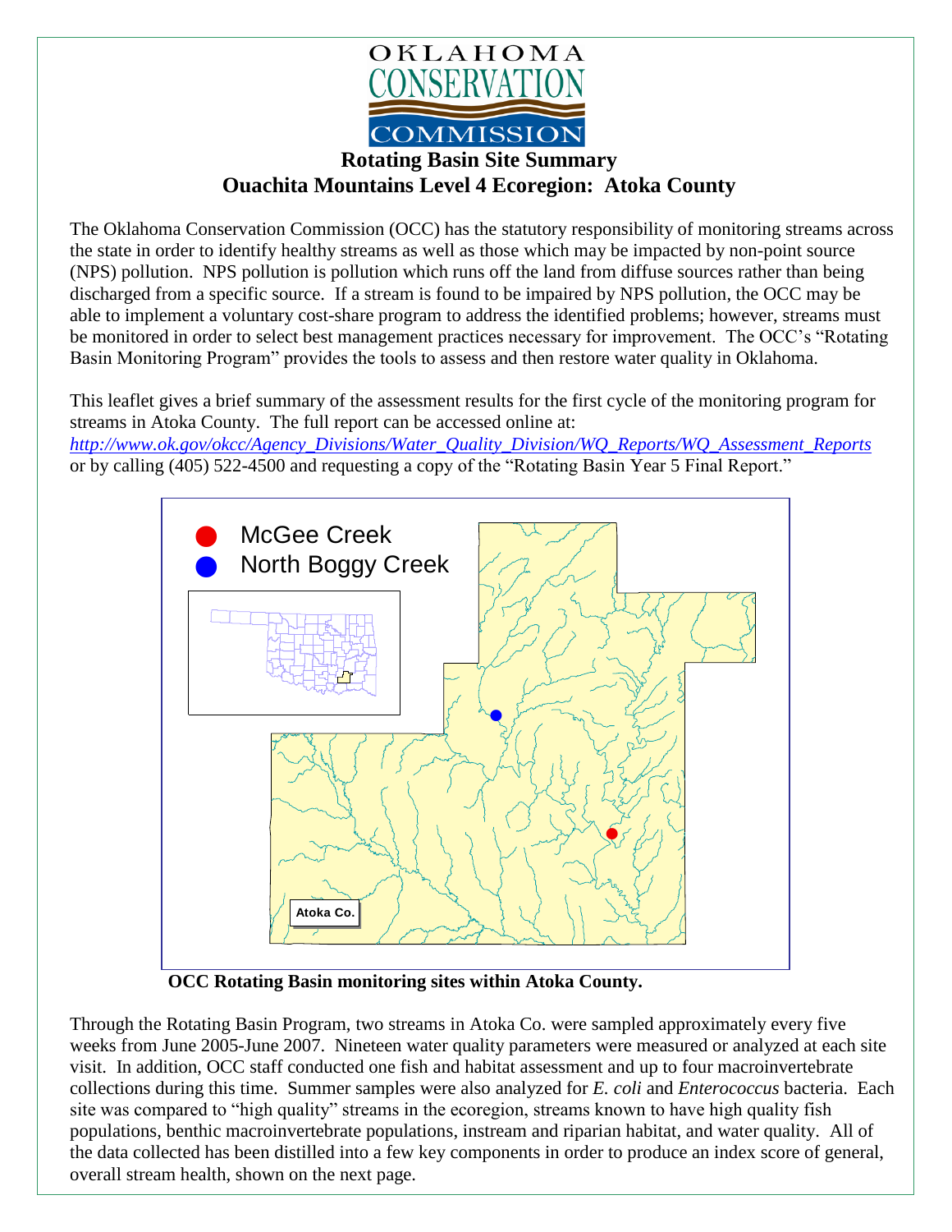OKLAHOMA CONSERVATION COMMISSION

# Rotating Basin Site Summary
## Ouachita Mountains Level 4 Ecoregion: Atoka County

The Oklahoma Conservation Commission (OCC) has the statutory responsibility of monitoring streams across the state in order to identify healthy streams as well as those which may be impacted by non-point source (NPS) pollution. NPS pollution is pollution which runs off the land from diffuse sources rather than being discharged from a specific source. If a stream is found to be impaired by NPS pollution, the OCC may be able to implement a voluntary cost-share program to address the identified problems; however, streams must be monitored in order to select best management practices necessary for improvement. The OCC's "Rotating Basin Monitoring Program" provides the tools to assess and then restore water quality in Oklahoma.

This leaflet gives a brief summary of the assessment results for the first cycle of the monitoring program for streams in Atoka County. The full report can be accessed online at: *http://www.ok.gov/okcc/Agency_Divisions/Water_Quality_Division/WQ_Reports/WQ_Assessment_Reports* or by calling (405) 522-4500 and requesting a copy of the "Rotating Basin Year 5 Final Report."

McGee Creek
North Boggy Creek
Atoka Co.

**OCC Rotating Basin monitoring sites within Atoka County.**

Through the Rotating Basin Program, two streams in Atoka Co. were sampled approximately every five weeks from June 2005-June 2007. Nineteen water quality parameters were measured or analyzed at each site visit. In addition, OCC staff conducted one fish and habitat assessment and up to four macroinvertebrate collections during this time. Summer samples were also analyzed for *E. coli* and *Enterococcus* bacteria. Each site was compared to "high quality" streams in the ecoregion, streams known to have high quality fish populations, benthic macroinvertebrate populations, instream and riparian habitat, and water quality. All of the data collected has been distilled into a few key components in order to produce an index score of general, overall stream health, shown on the next page.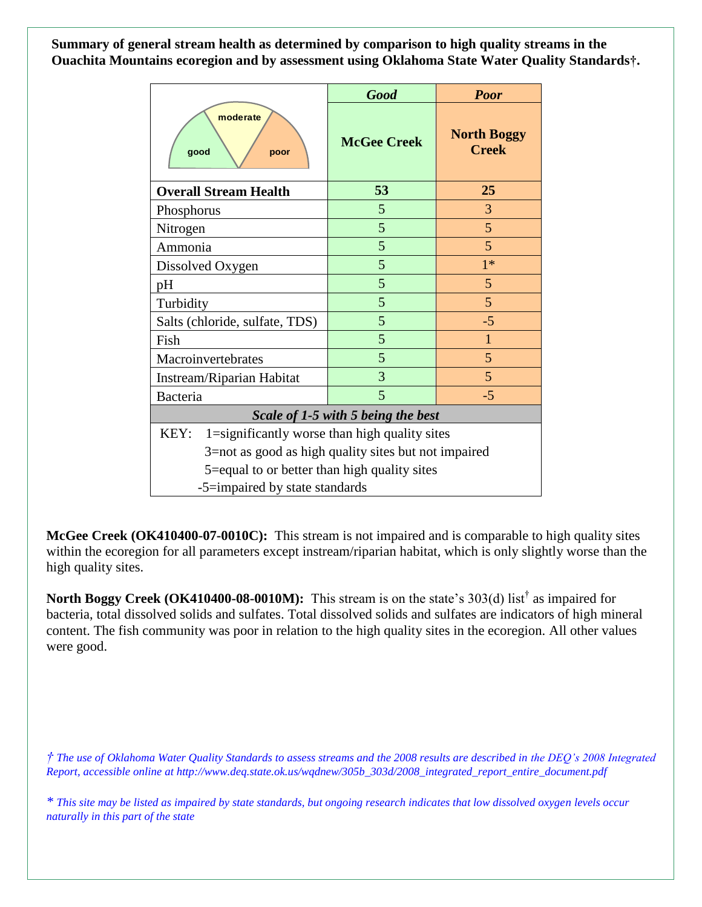**Summary of general stream health as determined by comparison to high quality streams in the Ouachita Mountains ecoregion and by assessment using Oklahoma State Water Quality Standards†.**

| | *Good* | *Poor* |
|---|---|---|
| good / moderate / poor | **McGee Creek** | **North Boggy Creek** |
| **Overall Stream Health** | **53** | **25** |
| Phosphorus | 5 | 3 |
| Nitrogen | 5 | 5 |
| Ammonia | 5 | 5 |
| Dissolved Oxygen | 5 | 1* |
| pH | 5 | 5 |
| Turbidity | 5 | 5 |
| Salts (chloride, sulfate, TDS) | 5 | -5 |
| Fish | 5 | 1 |
| Macroinvertebrates | 5 | 5 |
| Instream/Riparian Habitat | 3 | 5 |
| Bacteria | 5 | -5 |
| ***Scale of 1-5 with 5 being the best*** | | |

KEY:
- 1=significantly worse than high quality sites
- 3=not as good as high quality sites but not impaired
- 5=equal to or better than high quality sites
- -5=impaired by state standards

**McGee Creek (OK410400-07-0010C):** This stream is not impaired and is comparable to high quality sites within the ecoregion for all parameters except instream/riparian habitat, which is only slightly worse than the high quality sites.

**North Boggy Creek (OK410400-08-0010M):** This stream is on the state's 303(d) list[†] as impaired for bacteria, total dissolved solids and sulfates. Total dissolved solids and sulfates are indicators of high mineral content. The fish community was poor in relation to the high quality sites in the ecoregion. All other values were good.

*† The use of Oklahoma Water Quality Standards to assess streams and the 2008 results are described in the DEQ's 2008 Integrated Report, accessible online at http://www.deq.state.ok.us/wqdnew/305b_303d/2008_integrated_report_entire_document.pdf*

*\* This site may be listed as impaired by state standards, but ongoing research indicates that low dissolved oxygen levels occur naturally in this part of the state*